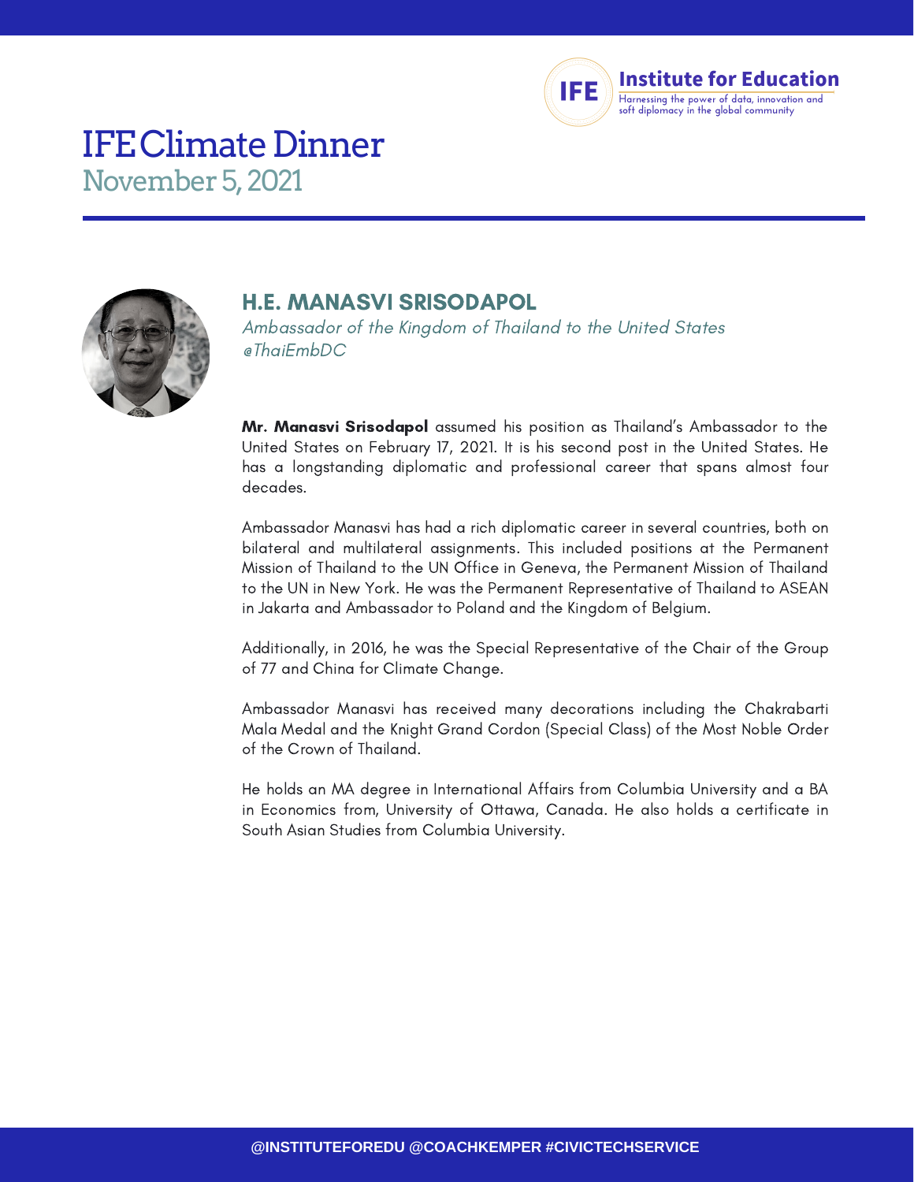Institute for Education

Harnessing the power of data, innovation and soft diplomacy in the global community

# IFE Climate Dinner

## November 5, 2021

### H.E. MANASVI SRISODAPOL

*Ambassador of the Kingdom of Thailand to the United States*
*@ThaiEmbDC*

**Mr. Manasvi Srisodapol** assumed his position as Thailand's Ambassador to the United States on February 17, 2021. It is his second post in the United States. He has a longstanding diplomatic and professional career that spans almost four decades.

Ambassador Manasvi has had a rich diplomatic career in several countries, both on bilateral and multilateral assignments. This included positions at the Permanent Mission of Thailand to the UN Office in Geneva, the Permanent Mission of Thailand to the UN in New York. He was the Permanent Representative of Thailand to ASEAN in Jakarta and Ambassador to Poland and the Kingdom of Belgium.

Additionally, in 2016, he was the Special Representative of the Chair of the Group of 77 and China for Climate Change.

Ambassador Manasvi has received many decorations including the Chakrabarti Mala Medal and the Knight Grand Cordon (Special Class) of the Most Noble Order of the Crown of Thailand.

He holds an MA degree in International Affairs from Columbia University and a BA in Economics from, University of Ottawa, Canada. He also holds a certificate in South Asian Studies from Columbia University.

@INSTITUTEFOREDU @COACHKEMPER #CIVICTECHSERVICE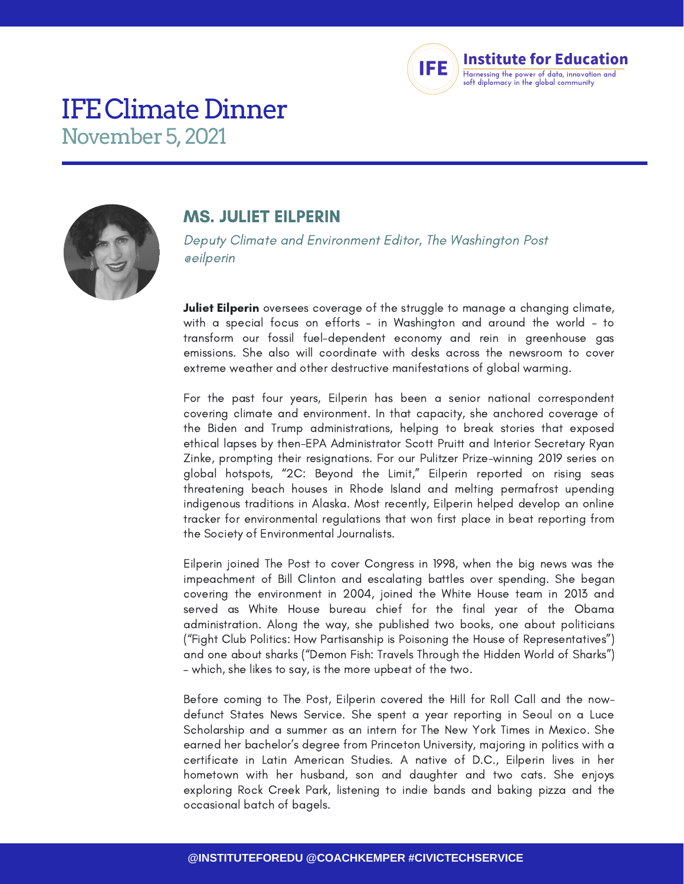**Institute for Education**
Harnessing the power of data, innovation and soft diplomacy in the global community

# IFE Climate Dinner
## November 5, 2021

### MS. JULIET EILPERIN

*Deputy Climate and Environment Editor, The Washington Post*
*@eilperin*

**Juliet Eilperin** oversees coverage of the struggle to manage a changing climate, with a special focus on efforts – in Washington and around the world – to transform our fossil fuel-dependent economy and rein in greenhouse gas emissions. She also will coordinate with desks across the newsroom to cover extreme weather and other destructive manifestations of global warming.

For the past four years, Eilperin has been a senior national correspondent covering climate and environment. In that capacity, she anchored coverage of the Biden and Trump administrations, helping to break stories that exposed ethical lapses by then-EPA Administrator Scott Pruitt and Interior Secretary Ryan Zinke, prompting their resignations. For our Pulitzer Prize-winning 2019 series on global hotspots, "2C: Beyond the Limit," Eilperin reported on rising seas threatening beach houses in Rhode Island and melting permafrost upending indigenous traditions in Alaska. Most recently, Eilperin helped develop an online tracker for environmental regulations that won first place in beat reporting from the Society of Environmental Journalists.

Eilperin joined The Post to cover Congress in 1998, when the big news was the impeachment of Bill Clinton and escalating battles over spending. She began covering the environment in 2004, joined the White House team in 2013 and served as White House bureau chief for the final year of the Obama administration. Along the way, she published two books, one about politicians ("Fight Club Politics: How Partisanship is Poisoning the House of Representatives") and one about sharks ("Demon Fish: Travels Through the Hidden World of Sharks") – which, she likes to say, is the more upbeat of the two.

Before coming to The Post, Eilperin covered the Hill for Roll Call and the now-defunct States News Service. She spent a year reporting in Seoul on a Luce Scholarship and a summer as an intern for The New York Times in Mexico. She earned her bachelor's degree from Princeton University, majoring in politics with a certificate in Latin American Studies. A native of D.C., Eilperin lives in her hometown with her husband, son and daughter and two cats. She enjoys exploring Rock Creek Park, listening to indie bands and baking pizza and the occasional batch of bagels.

@INSTITUTEFOREDU @COACHKEMPER #CIVICTECHSERVICE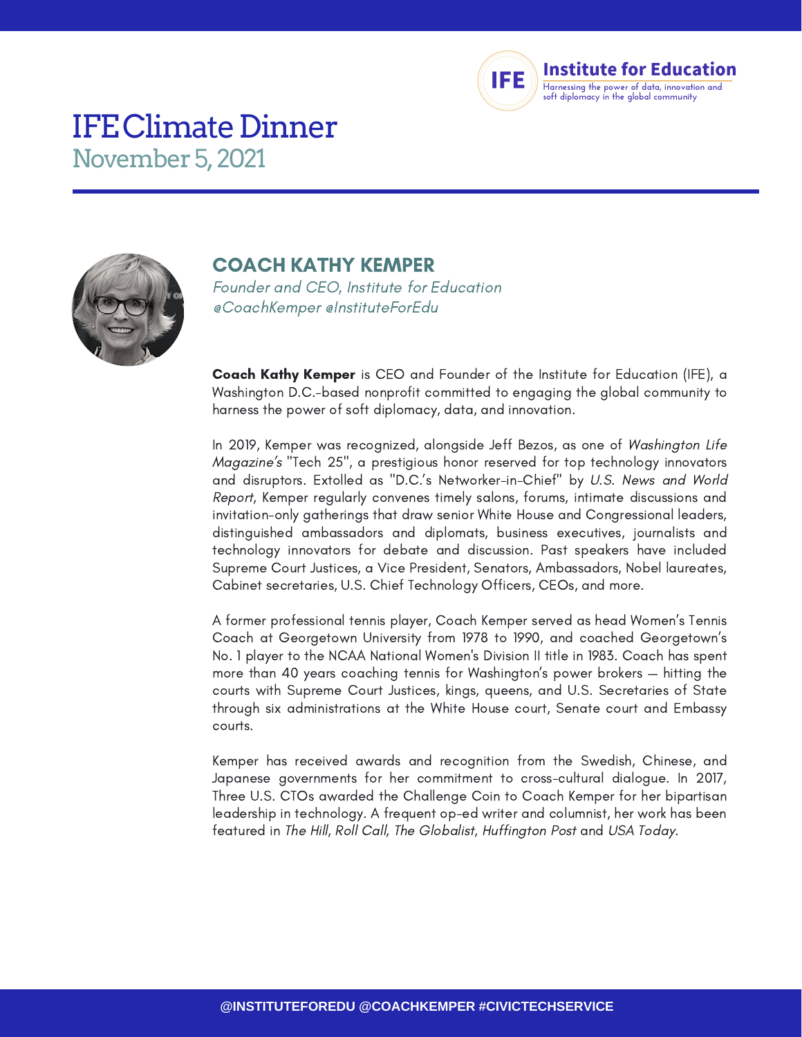# IFE Climate Dinner

November 5, 2021

Institute for Education

Harnessing the power of data, innovation and soft diplomacy in the global community

## COACH KATHY KEMPER

*Founder and CEO, Institute for Education*
*@CoachKemper @InstituteForEdu*

**Coach Kathy Kemper** is CEO and Founder of the Institute for Education (IFE), a Washington D.C.-based nonprofit committed to engaging the global community to harness the power of soft diplomacy, data, and innovation.

In 2019, Kemper was recognized, alongside Jeff Bezos, as one of *Washington Life Magazine's* "Tech 25", a prestigious honor reserved for top technology innovators and disruptors. Extolled as "D.C.'s Networker-in-Chief" by *U.S. News and World Report*, Kemper regularly convenes timely salons, forums, intimate discussions and invitation-only gatherings that draw senior White House and Congressional leaders, distinguished ambassadors and diplomats, business executives, journalists and technology innovators for debate and discussion. Past speakers have included Supreme Court Justices, a Vice President, Senators, Ambassadors, Nobel laureates, Cabinet secretaries, U.S. Chief Technology Officers, CEOs, and more.

A former professional tennis player, Coach Kemper served as head Women's Tennis Coach at Georgetown University from 1978 to 1990, and coached Georgetown's No. 1 player to the NCAA National Women's Division II title in 1983. Coach has spent more than 40 years coaching tennis for Washington's power brokers — hitting the courts with Supreme Court Justices, kings, queens, and U.S. Secretaries of State through six administrations at the White House court, Senate court and Embassy courts.

Kemper has received awards and recognition from the Swedish, Chinese, and Japanese governments for her commitment to cross-cultural dialogue. In 2017, Three U.S. CTOs awarded the Challenge Coin to Coach Kemper for her bipartisan leadership in technology. A frequent op-ed writer and columnist, her work has been featured in *The Hill*, *Roll Call*, *The Globalist*, *Huffington Post* and *USA Today*.